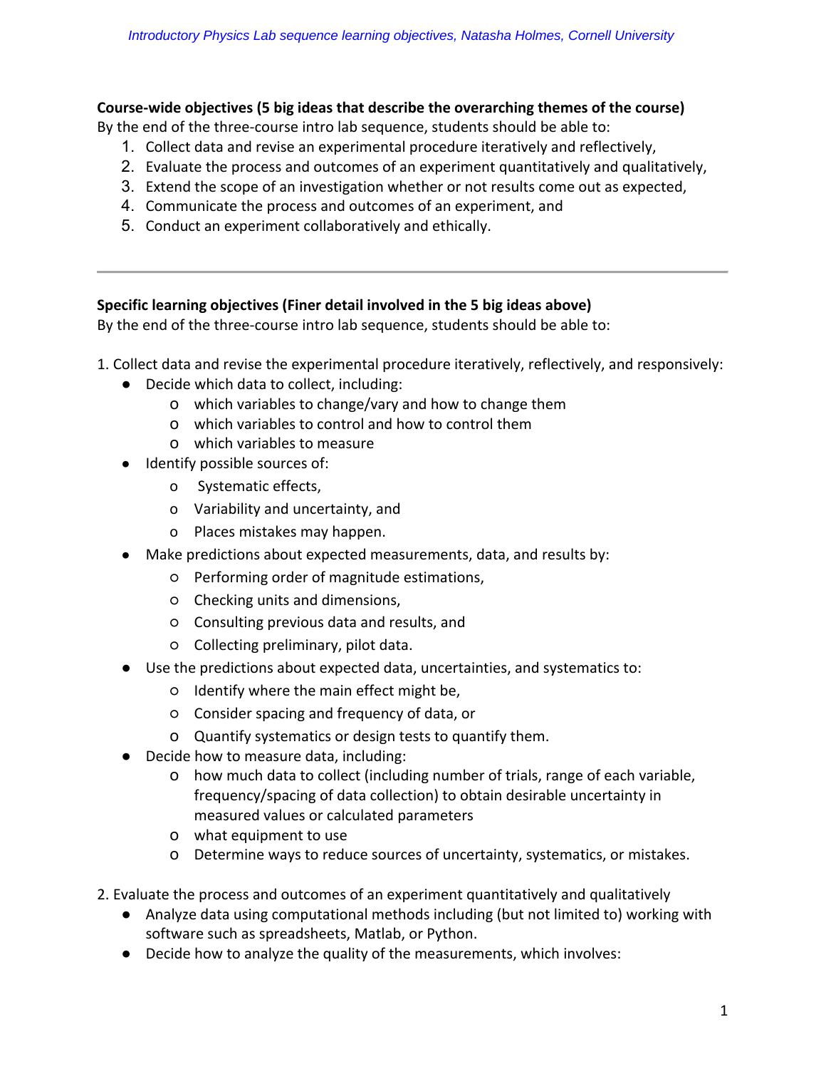*Introductory Physics Lab sequence learning objectives, Natasha Holmes, Cornell University*

**Course-wide objectives (5 big ideas that describe the overarching themes of the course)**

By the end of the three-course intro lab sequence, students should be able to:

1. Collect data and revise an experimental procedure iteratively and reflectively,
2. Evaluate the process and outcomes of an experiment quantitatively and qualitatively,
3. Extend the scope of an investigation whether or not results come out as expected,
4. Communicate the process and outcomes of an experiment, and
5. Conduct an experiment collaboratively and ethically.

---

**Specific learning objectives (Finer detail involved in the 5 big ideas above)**

By the end of the three-course intro lab sequence, students should be able to:

1. Collect data and revise the experimental procedure iteratively, reflectively, and responsively:
   - Decide which data to collect, including:
     - which variables to change/vary and how to change them
     - which variables to control and how to control them
     - which variables to measure
   - Identify possible sources of:
     - Systematic effects,
     - Variability and uncertainty, and
     - Places mistakes may happen.
   - Make predictions about expected measurements, data, and results by:
     - Performing order of magnitude estimations,
     - Checking units and dimensions,
     - Consulting previous data and results, and
     - Collecting preliminary, pilot data.
   - Use the predictions about expected data, uncertainties, and systematics to:
     - Identify where the main effect might be,
     - Consider spacing and frequency of data, or
     - Quantify systematics or design tests to quantify them.
   - Decide how to measure data, including:
     - how much data to collect (including number of trials, range of each variable, frequency/spacing of data collection) to obtain desirable uncertainty in measured values or calculated parameters
     - what equipment to use
     - Determine ways to reduce sources of uncertainty, systematics, or mistakes.

2. Evaluate the process and outcomes of an experiment quantitatively and qualitatively
   - Analyze data using computational methods including (but not limited to) working with software such as spreadsheets, Matlab, or Python.
   - Decide how to analyze the quality of the measurements, which involves: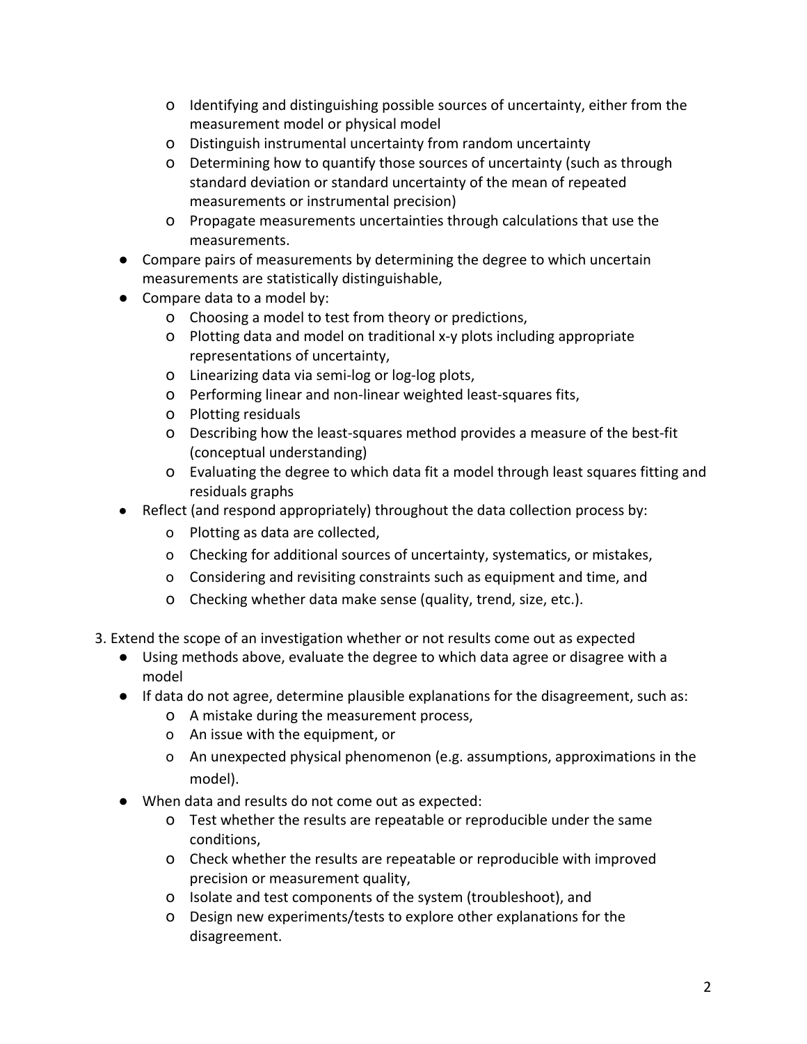- Identifying and distinguishing possible sources of uncertainty, either from the measurement model or physical model
    - Distinguish instrumental uncertainty from random uncertainty
    - Determining how to quantify those sources of uncertainty (such as through standard deviation or standard uncertainty of the mean of repeated measurements or instrumental precision)
    - Propagate measurements uncertainties through calculations that use the measurements.
- Compare pairs of measurements by determining the degree to which uncertain measurements are statistically distinguishable,
- Compare data to a model by:
    - Choosing a model to test from theory or predictions,
    - Plotting data and model on traditional x-y plots including appropriate representations of uncertainty,
    - Linearizing data via semi-log or log-log plots,
    - Performing linear and non-linear weighted least-squares fits,
    - Plotting residuals
    - Describing how the least-squares method provides a measure of the best-fit (conceptual understanding)
    - Evaluating the degree to which data fit a model through least squares fitting and residuals graphs
- Reflect (and respond appropriately) throughout the data collection process by:
    - Plotting as data are collected,
    - Checking for additional sources of uncertainty, systematics, or mistakes,
    - Considering and revisiting constraints such as equipment and time, and
    - Checking whether data make sense (quality, trend, size, etc.).

3. Extend the scope of an investigation whether or not results come out as expected
    - Using methods above, evaluate the degree to which data agree or disagree with a model
    - If data do not agree, determine plausible explanations for the disagreement, such as:
        - A mistake during the measurement process,
        - An issue with the equipment, or
        - An unexpected physical phenomenon (e.g. assumptions, approximations in the model).
    - When data and results do not come out as expected:
        - Test whether the results are repeatable or reproducible under the same conditions,
        - Check whether the results are repeatable or reproducible with improved precision or measurement quality,
        - Isolate and test components of the system (troubleshoot), and
        - Design new experiments/tests to explore other explanations for the disagreement.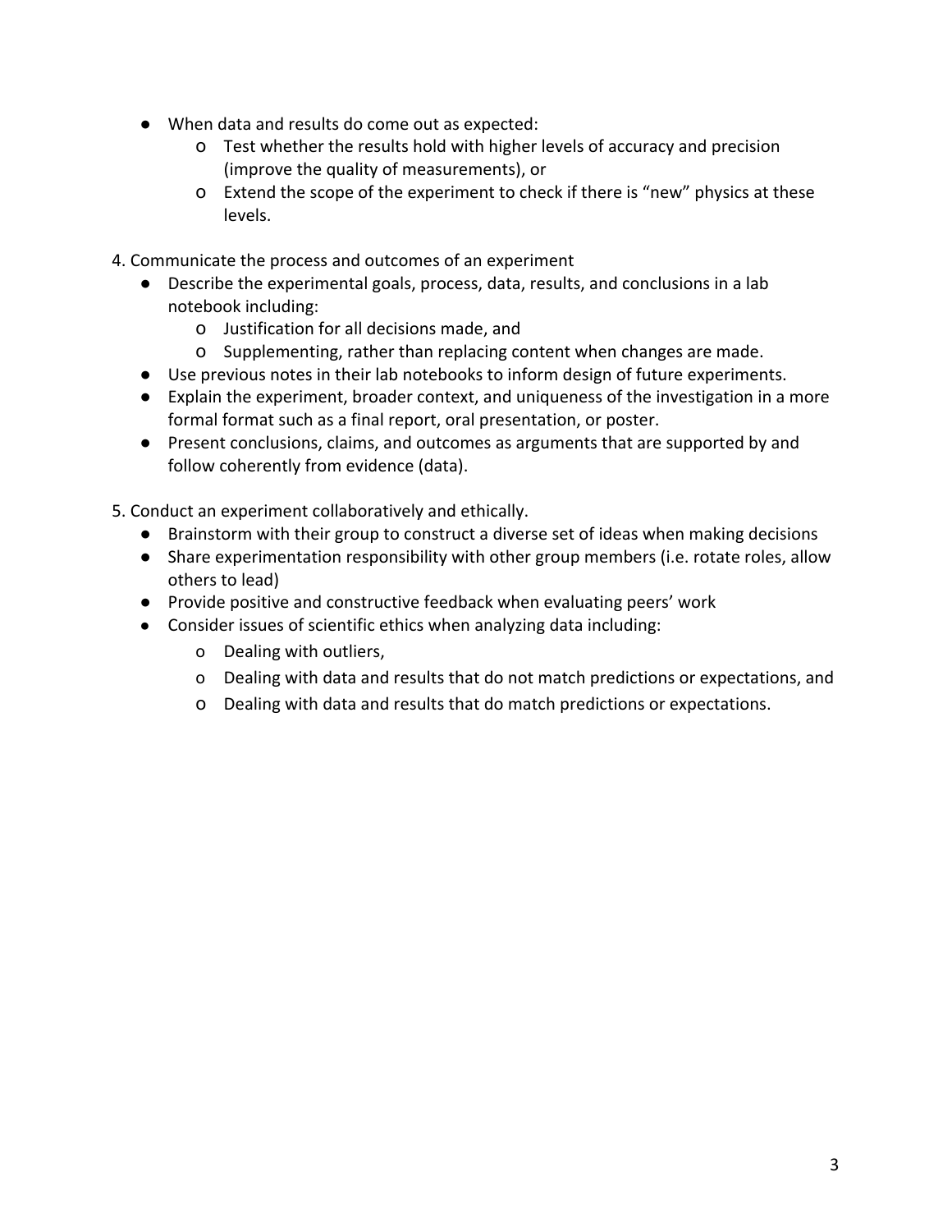- When data and results do come out as expected:
    - Test whether the results hold with higher levels of accuracy and precision (improve the quality of measurements), or
    - Extend the scope of the experiment to check if there is "new" physics at these levels.

4. Communicate the process and outcomes of an experiment
    - Describe the experimental goals, process, data, results, and conclusions in a lab notebook including:
        - Justification for all decisions made, and
        - Supplementing, rather than replacing content when changes are made.
    - Use previous notes in their lab notebooks to inform design of future experiments.
    - Explain the experiment, broader context, and uniqueness of the investigation in a more formal format such as a final report, oral presentation, or poster.
    - Present conclusions, claims, and outcomes as arguments that are supported by and follow coherently from evidence (data).

5. Conduct an experiment collaboratively and ethically.
    - Brainstorm with their group to construct a diverse set of ideas when making decisions
    - Share experimentation responsibility with other group members (i.e. rotate roles, allow others to lead)
    - Provide positive and constructive feedback when evaluating peers' work
    - Consider issues of scientific ethics when analyzing data including:
        - Dealing with outliers,
        - Dealing with data and results that do not match predictions or expectations, and
        - Dealing with data and results that do match predictions or expectations.